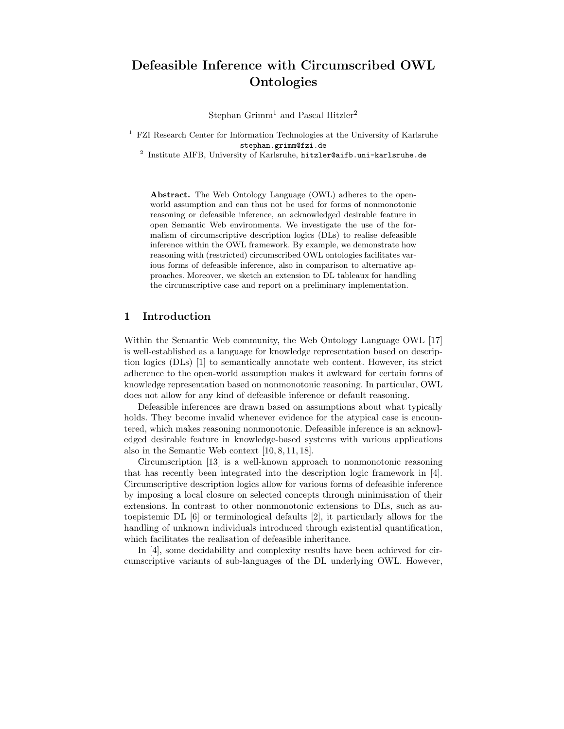# Defeasible Inference with Circumscribed OWL Ontologies

Stephan Grimm[1] and Pascal Hitzler[2]

[1] FZI Research Center for Information Technologies at the University of Karlsruhe
stephan.grimm@fzi.de
[2] Institute AIFB, University of Karlsruhe, hitzler@aifb.uni-karlsruhe.de

**Abstract.** The Web Ontology Language (OWL) adheres to the open-world assumption and can thus not be used for forms of nonmonotonic reasoning or defeasible inference, an acknowledged desirable feature in open Semantic Web environments. We investigate the use of the formalism of circumscriptive description logics (DLs) to realise defeasible inference within the OWL framework. By example, we demonstrate how reasoning with (restricted) circumscribed OWL ontologies facilitates various forms of defeasible inference, also in comparison to alternative approaches. Moreover, we sketch an extension to DL tableaux for handling the circumscriptive case and report on a preliminary implementation.

## 1 Introduction

Within the Semantic Web community, the Web Ontology Language OWL [17] is well-established as a language for knowledge representation based on description logics (DLs) [1] to semantically annotate web content. However, its strict adherence to the open-world assumption makes it awkward for certain forms of knowledge representation based on nonmonotonic reasoning. In particular, OWL does not allow for any kind of defeasible inference or default reasoning.

Defeasible inferences are drawn based on assumptions about what typically holds. They become invalid whenever evidence for the atypical case is encountered, which makes reasoning nonmonotonic. Defeasible inference is an acknowledged desirable feature in knowledge-based systems with various applications also in the Semantic Web context [10, 8, 11, 18].

Circumscription [13] is a well-known approach to nonmonotonic reasoning that has recently been integrated into the description logic framework in [4]. Circumscriptive description logics allow for various forms of defeasible inference by imposing a local closure on selected concepts through minimisation of their extensions. In contrast to other nonmonotonic extensions to DLs, such as autoepistemic DL [6] or terminological defaults [2], it particularly allows for the handling of unknown individuals introduced through existential quantification, which facilitates the realisation of defeasible inheritance.

In [4], some decidability and complexity results have been achieved for circumscriptive variants of sub-languages of the DL underlying OWL. However,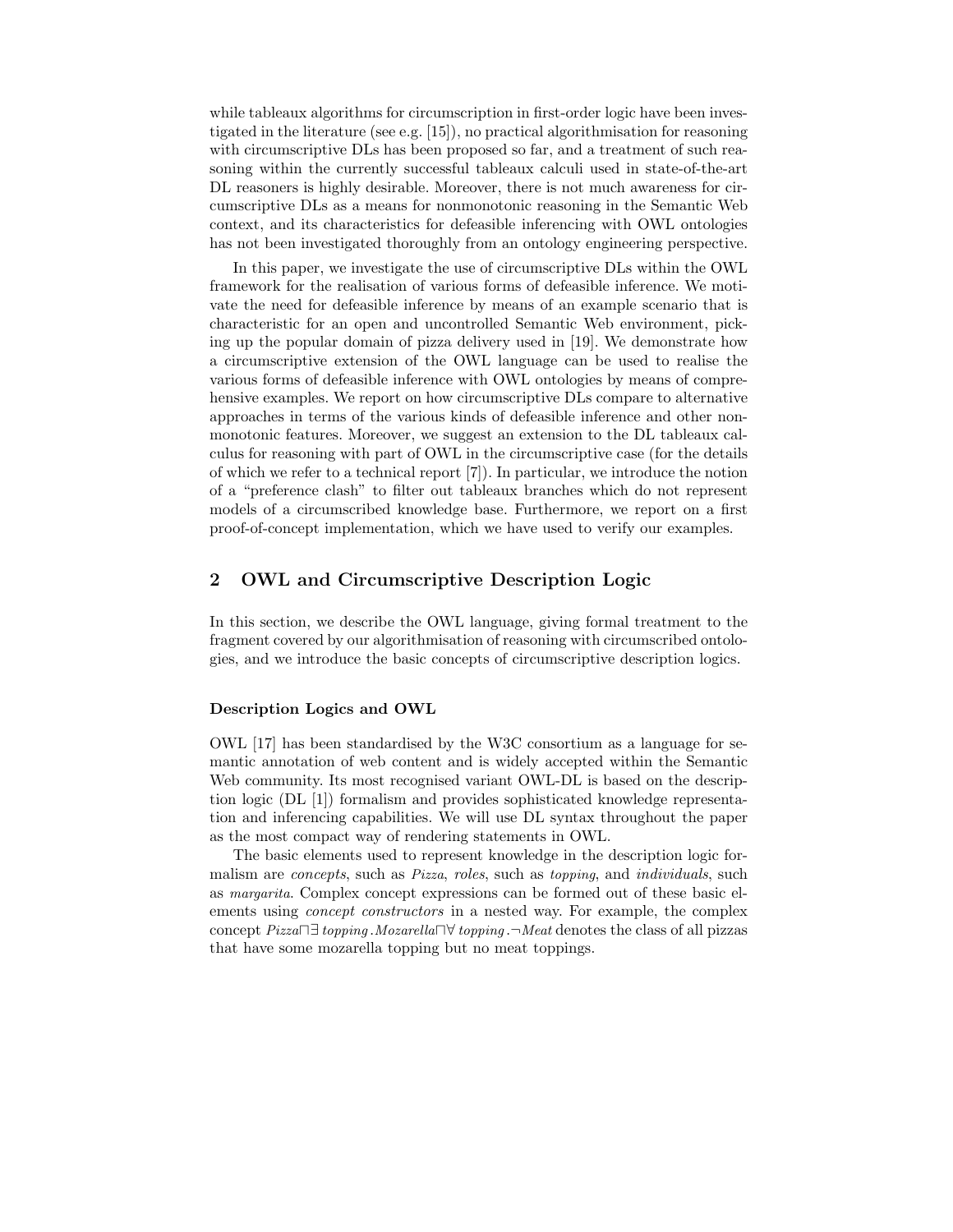while tableaux algorithms for circumscription in first-order logic have been investigated in the literature (see e.g. [15]), no practical algorithmisation for reasoning with circumscriptive DLs has been proposed so far, and a treatment of such reasoning within the currently successful tableaux calculi used in state-of-the-art DL reasoners is highly desirable. Moreover, there is not much awareness for circumscriptive DLs as a means for nonmonotonic reasoning in the Semantic Web context, and its characteristics for defeasible inferencing with OWL ontologies has not been investigated thoroughly from an ontology engineering perspective.

In this paper, we investigate the use of circumscriptive DLs within the OWL framework for the realisation of various forms of defeasible inference. We motivate the need for defeasible inference by means of an example scenario that is characteristic for an open and uncontrolled Semantic Web environment, picking up the popular domain of pizza delivery used in [19]. We demonstrate how a circumscriptive extension of the OWL language can be used to realise the various forms of defeasible inference with OWL ontologies by means of comprehensive examples. We report on how circumscriptive DLs compare to alternative approaches in terms of the various kinds of defeasible inference and other nonmonotonic features. Moreover, we suggest an extension to the DL tableaux calculus for reasoning with part of OWL in the circumscriptive case (for the details of which we refer to a technical report [7]). In particular, we introduce the notion of a "preference clash" to filter out tableaux branches which do not represent models of a circumscribed knowledge base. Furthermore, we report on a first proof-of-concept implementation, which we have used to verify our examples.

## 2 OWL and Circumscriptive Description Logic

In this section, we describe the OWL language, giving formal treatment to the fragment covered by our algorithmisation of reasoning with circumscribed ontologies, and we introduce the basic concepts of circumscriptive description logics.

### Description Logics and OWL

OWL [17] has been standardised by the W3C consortium as a language for semantic annotation of web content and is widely accepted within the Semantic Web community. Its most recognised variant OWL-DL is based on the description logic (DL [1]) formalism and provides sophisticated knowledge representation and inferencing capabilities. We will use DL syntax throughout the paper as the most compact way of rendering statements in OWL.

The basic elements used to represent knowledge in the description logic formalism are *concepts*, such as *Pizza*, *roles*, such as *topping*, and *individuals*, such as *margarita*. Complex concept expressions can be formed out of these basic elements using *concept constructors* in a nested way. For example, the complex concept $\mathit{Pizza} \sqcap \exists\, \mathit{topping}.\mathit{Mozarella} \sqcap \forall\, \mathit{topping}.\neg \mathit{Meat}$ denotes the class of all pizzas that have some mozarella topping but no meat toppings.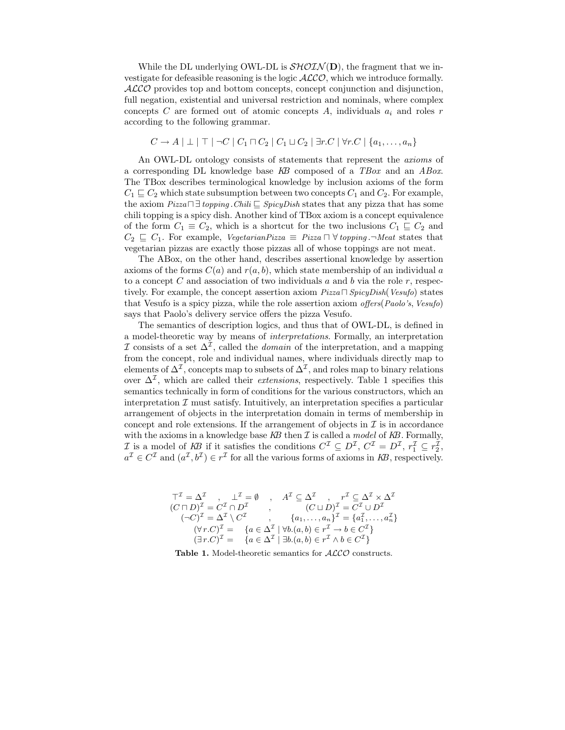While the DL underlying OWL-DL is $\mathcal{SHOIN}(\mathbf{D})$, the fragment that we investigate for defeasible reasoning is the logic $\mathcal{ALCO}$, which we introduce formally. $\mathcal{ALCO}$ provides top and bottom concepts, concept conjunction and disjunction, full negation, existential and universal restriction and nominals, where complex concepts $C$ are formed out of atomic concepts $A$, individuals $a_i$ and roles $r$ according to the following grammar.

$$C \rightarrow A \mid \bot \mid \top \mid \neg C \mid C_1 \sqcap C_2 \mid C_1 \sqcup C_2 \mid \exists r.C \mid \forall r.C \mid \{a_1, \ldots, a_n\}$$

An OWL-DL ontology consists of statements that represent the *axioms* of a corresponding DL knowledge base *KB* composed of a *TBox* and an *ABox*. The TBox describes terminological knowledge by inclusion axioms of the form $C_1 \sqsubseteq C_2$ which state subsumption between two concepts $C_1$ and $C_2$. For example, the axiom $\mathit{Pizza} \sqcap \exists\, \mathit{topping}.\mathit{Chili} \sqsubseteq \mathit{SpicyDish}$ states that any pizza that has some chili topping is a spicy dish. Another kind of TBox axiom is a concept equivalence of the form $C_1 \equiv C_2$, which is a shortcut for the two inclusions $C_1 \sqsubseteq C_2$ and $C_2 \sqsubseteq C_1$. For example, $\mathit{VegetarianPizza} \equiv \mathit{Pizza} \sqcap \forall\, \mathit{topping}.\neg \mathit{Meat}$ states that vegetarian pizzas are exactly those pizzas all of whose toppings are not meat.

The ABox, on the other hand, describes assertional knowledge by assertion axioms of the forms $C(a)$ and $r(a, b)$, which state membership of an individual $a$ to a concept $C$ and association of two individuals $a$ and $b$ via the role $r$, respectively. For example, the concept assertion axiom $\mathit{Pizza} \sqcap \mathit{SpicyDish}(\mathit{Vesufo})$ states that Vesufo is a spicy pizza, while the role assertion axiom $\mathit{offers}(\mathit{Paolo's}, \mathit{Vesufo})$ says that Paolo's delivery service offers the pizza Vesufo.

The semantics of description logics, and thus that of OWL-DL, is defined in a model-theoretic way by means of *interpretations*. Formally, an interpretation $\mathcal{I}$ consists of a set $\Delta^{\mathcal{I}}$, called the *domain* of the interpretation, and a mapping from the concept, role and individual names, where individuals directly map to elements of $\Delta^{\mathcal{I}}$, concepts map to subsets of $\Delta^{\mathcal{I}}$, and roles map to binary relations over $\Delta^{\mathcal{I}}$, which are called their *extensions*, respectively. Table 1 specifies this semantics technically in form of conditions for the various constructors, which an interpretation $\mathcal{I}$ must satisfy. Intuitively, an interpretation specifies a particular arrangement of objects in the interpretation domain in terms of membership in concept and role extensions. If the arrangement of objects in $\mathcal{I}$ is in accordance with the axioms in a knowledge base *KB* then $\mathcal{I}$ is called a *model* of *KB*. Formally, $\mathcal{I}$ is a model of *KB* if it satisfies the conditions $C^{\mathcal{I}} \subseteq D^{\mathcal{I}}$, $C^{\mathcal{I}} = D^{\mathcal{I}}$, $r_1^{\mathcal{I}} \subseteq r_2^{\mathcal{I}}$, $a^{\mathcal{I}} \in C^{\mathcal{I}}$ and $(a^{\mathcal{I}}, b^{\mathcal{I}}) \in r^{\mathcal{I}}$ for all the various forms of axioms in *KB*, respectively.

$$\begin{array}{c}
\top^{\mathcal{I}} = \Delta^{\mathcal{I}} \quad , \quad \bot^{\mathcal{I}} = \emptyset \quad , \quad A^{\mathcal{I}} \subseteq \Delta^{\mathcal{I}} \quad , \quad r^{\mathcal{I}} \subseteq \Delta^{\mathcal{I}} \times \Delta^{\mathcal{I}} \\
(C \sqcap D)^{\mathcal{I}} = C^{\mathcal{I}} \cap D^{\mathcal{I}} \quad , \quad (C \sqcup D)^{\mathcal{I}} = C^{\mathcal{I}} \cup D^{\mathcal{I}} \\
(\neg C)^{\mathcal{I}} = \Delta^{\mathcal{I}} \setminus C^{\mathcal{I}} \quad , \quad \{a_1, \ldots, a_n\}^{\mathcal{I}} = \{a_1^{\mathcal{I}}, \ldots, a_n^{\mathcal{I}}\} \\
(\forall\, r.C)^{\mathcal{I}} = \{a \in \Delta^{\mathcal{I}} \mid \forall b.(a, b) \in r^{\mathcal{I}} \rightarrow b \in C^{\mathcal{I}}\} \\
(\exists\, r.C)^{\mathcal{I}} = \{a \in \Delta^{\mathcal{I}} \mid \exists b.(a, b) \in r^{\mathcal{I}} \wedge b \in C^{\mathcal{I}}\}
\end{array}$$

**Table 1.** Model-theoretic semantics for $\mathcal{ALCO}$ constructs.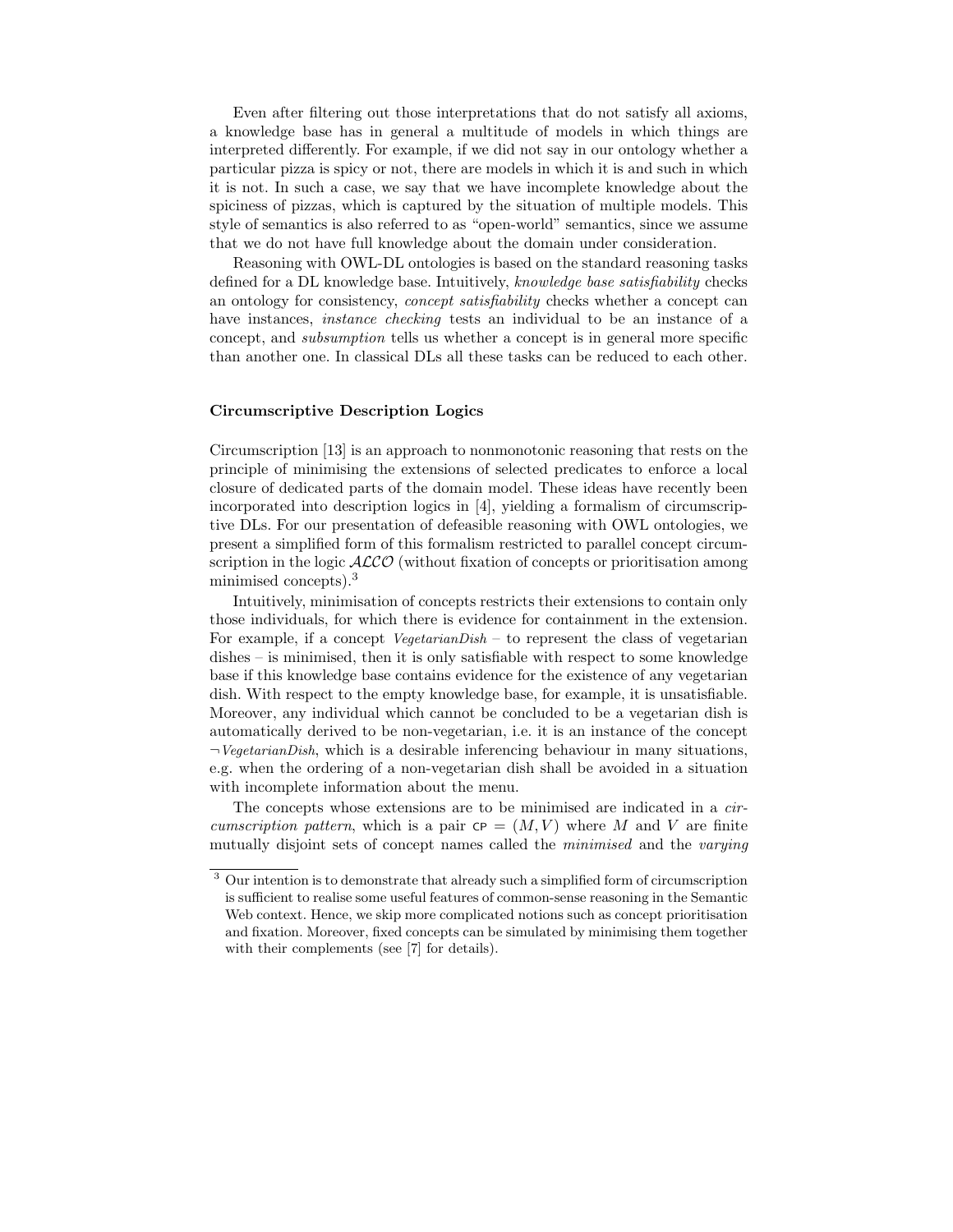Even after filtering out those interpretations that do not satisfy all axioms, a knowledge base has in general a multitude of models in which things are interpreted differently. For example, if we did not say in our ontology whether a particular pizza is spicy or not, there are models in which it is and such in which it is not. In such a case, we say that we have incomplete knowledge about the spiciness of pizzas, which is captured by the situation of multiple models. This style of semantics is also referred to as "open-world" semantics, since we assume that we do not have full knowledge about the domain under consideration.

Reasoning with OWL-DL ontologies is based on the standard reasoning tasks defined for a DL knowledge base. Intuitively, *knowledge base satisfiability* checks an ontology for consistency, *concept satisfiability* checks whether a concept can have instances, *instance checking* tests an individual to be an instance of a concept, and *subsumption* tells us whether a concept is in general more specific than another one. In classical DLs all these tasks can be reduced to each other.

### Circumscriptive Description Logics

Circumscription [13] is an approach to nonmonotonic reasoning that rests on the principle of minimising the extensions of selected predicates to enforce a local closure of dedicated parts of the domain model. These ideas have recently been incorporated into description logics in [4], yielding a formalism of circumscriptive DLs. For our presentation of defeasible reasoning with OWL ontologies, we present a simplified form of this formalism restricted to parallel concept circumscription in the logic $\mathcal{ALCO}$ (without fixation of concepts or prioritisation among minimised concepts).[3]

Intuitively, minimisation of concepts restricts their extensions to contain only those individuals, for which there is evidence for containment in the extension. For example, if a concept *VegetarianDish* – to represent the class of vegetarian dishes – is minimised, then it is only satisfiable with respect to some knowledge base if this knowledge base contains evidence for the existence of any vegetarian dish. With respect to the empty knowledge base, for example, it is unsatisfiable. Moreover, any individual which cannot be concluded to be a vegetarian dish is automatically derived to be non-vegetarian, i.e. it is an instance of the concept $\neg$*VegetarianDish*, which is a desirable inferencing behaviour in many situations, e.g. when the ordering of a non-vegetarian dish shall be avoided in a situation with incomplete information about the menu.

The concepts whose extensions are to be minimised are indicated in a *circumscription pattern*, which is a pair $\mathsf{CP} = (M, V)$ where $M$ and $V$ are finite mutually disjoint sets of concept names called the *minimised* and the *varying*

---

[3] Our intention is to demonstrate that already such a simplified form of circumscription is sufficient to realise some useful features of common-sense reasoning in the Semantic Web context. Hence, we skip more complicated notions such as concept prioritisation and fixation. Moreover, fixed concepts can be simulated by minimising them together with their complements (see [7] for details).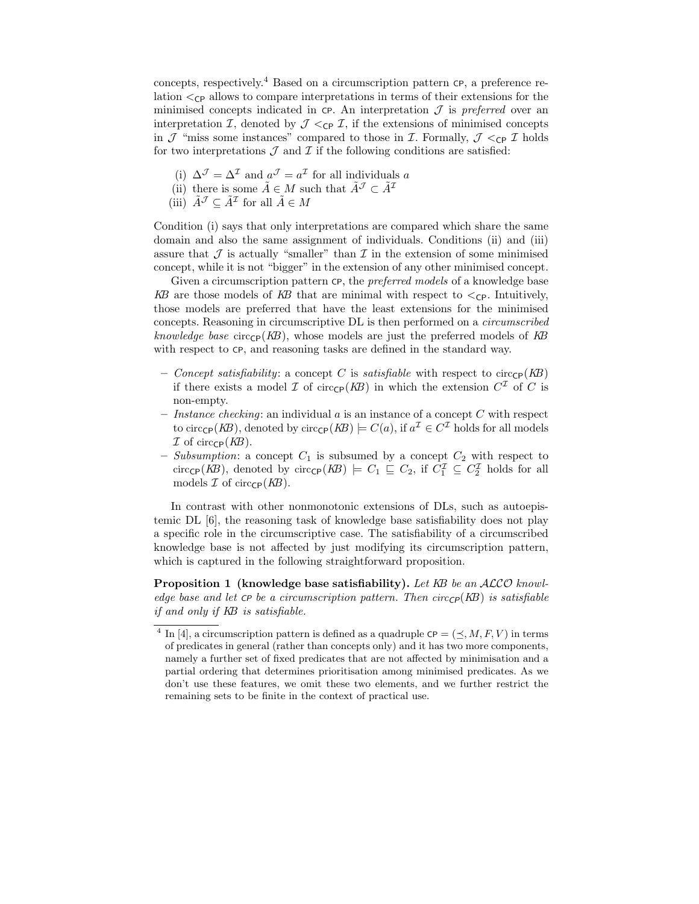concepts, respectively.[4] Based on a circumscription pattern $\mathsf{CP}$, a preference relation $<_{\mathsf{CP}}$ allows to compare interpretations in terms of their extensions for the minimised concepts indicated in $\mathsf{CP}$. An interpretation $\mathcal{J}$ is *preferred* over an interpretation $\mathcal{I}$, denoted by $\mathcal{J} <_{\mathsf{CP}} \mathcal{I}$, if the extensions of minimised concepts in $\mathcal{J}$ "miss some instances" compared to those in $\mathcal{I}$. Formally, $\mathcal{J} <_{\mathsf{CP}} \mathcal{I}$ holds for two interpretations $\mathcal{J}$ and $\mathcal{I}$ if the following conditions are satisfied:

(i) $\Delta^{\mathcal{J}} = \Delta^{\mathcal{I}}$ and $a^{\mathcal{J}} = a^{\mathcal{I}}$ for all individuals $a$
(ii) there is some $\tilde{A} \in M$ such that $\tilde{A}^{\mathcal{J}} \subset \tilde{A}^{\mathcal{I}}$
(iii) $\tilde{A}^{\mathcal{J}} \subseteq \tilde{A}^{\mathcal{I}}$ for all $\tilde{A} \in M$

Condition (i) says that only interpretations are compared which share the same domain and also the same assignment of individuals. Conditions (ii) and (iii) assure that $\mathcal{J}$ is actually "smaller" than $\mathcal{I}$ in the extension of some minimised concept, while it is not "bigger" in the extension of any other minimised concept.

Given a circumscription pattern $\mathsf{CP}$, the *preferred models* of a knowledge base *KB* are those models of *KB* that are minimal with respect to $<_{\mathsf{CP}}$. Intuitively, those models are preferred that have the least extensions for the minimised concepts. Reasoning in circumscriptive DL is then performed on a *circumscribed knowledge base* $\mathrm{circ}_{\mathsf{CP}}(KB)$, whose models are just the preferred models of *KB* with respect to $\mathsf{CP}$, and reasoning tasks are defined in the standard way.

- *Concept satisfiability*: a concept $C$ is *satisfiable* with respect to $\mathrm{circ}_{\mathsf{CP}}(KB)$ if there exists a model $\mathcal{I}$ of $\mathrm{circ}_{\mathsf{CP}}(KB)$ in which the extension $C^{\mathcal{I}}$ of $C$ is non-empty.
- *Instance checking*: an individual $a$ is an instance of a concept $C$ with respect to $\mathrm{circ}_{\mathsf{CP}}(KB)$, denoted by $\mathrm{circ}_{\mathsf{CP}}(KB) \models C(a)$, if $a^{\mathcal{I}} \in C^{\mathcal{I}}$ holds for all models $\mathcal{I}$ of $\mathrm{circ}_{\mathsf{CP}}(KB)$.
- *Subsumption*: a concept $C_1$ is subsumed by a concept $C_2$ with respect to $\mathrm{circ}_{\mathsf{CP}}(KB)$, denoted by $\mathrm{circ}_{\mathsf{CP}}(KB) \models C_1 \sqsubseteq C_2$, if $C_1^{\mathcal{I}} \subseteq C_2^{\mathcal{I}}$ holds for all models $\mathcal{I}$ of $\mathrm{circ}_{\mathsf{CP}}(KB)$.

In contrast with other nonmonotonic extensions of DLs, such as autoepistemic DL [6], the reasoning task of knowledge base satisfiability does not play a specific role in the circumscriptive case. The satisfiability of a circumscribed knowledge base is not affected by just modifying its circumscription pattern, which is captured in the following straightforward proposition.

**Proposition 1 (knowledge base satisfiability).** *Let KB be an $\mathcal{ALCO}$ knowledge base and let $\mathsf{CP}$ be a circumscription pattern. Then $\mathrm{circ}_{\mathsf{CP}}(KB)$ is satisfiable if and only if KB is satisfiable.*

---

[4] In [4], a circumscription pattern is defined as a quadruple $\mathsf{CP} = (\preceq, M, F, V)$ in terms of predicates in general (rather than concepts only) and it has two more components, namely a further set of fixed predicates that are not affected by minimisation and a partial ordering that determines prioritisation among minimised predicates. As we don't use these features, we omit these two elements, and we further restrict the remaining sets to be finite in the context of practical use.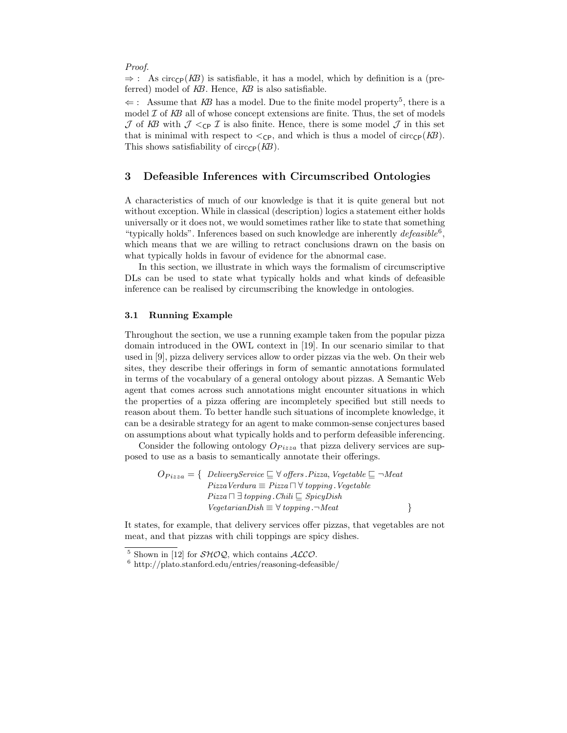*Proof.*

$\Rightarrow$ : As $\text{circ}_{\mathsf{CP}}(KB)$ is satisfiable, it has a model, which by definition is a (preferred) model of $KB$. Hence, $KB$ is also satisfiable.

$\Leftarrow$ : Assume that $KB$ has a model. Due to the finite model property[5], there is a model $\mathcal{I}$ of $KB$ all of whose concept extensions are finite. Thus, the set of models $\mathcal{J}$ of $KB$ with $\mathcal{J} <_{\mathsf{CP}} \mathcal{I}$ is also finite. Hence, there is some model $\mathcal{J}$ in this set that is minimal with respect to $<_{\mathsf{CP}}$, and which is thus a model of $\text{circ}_{\mathsf{CP}}(KB)$. This shows satisfiability of $\text{circ}_{\mathsf{CP}}(KB)$.

## 3 Defeasible Inferences with Circumscribed Ontologies

A characteristics of much of our knowledge is that it is quite general but not without exception. While in classical (description) logics a statement either holds universally or it does not, we would sometimes rather like to state that something "typically holds". Inferences based on such knowledge are inherently *defeasible*[6], which means that we are willing to retract conclusions drawn on the basis on what typically holds in favour of evidence for the abnormal case.

In this section, we illustrate in which ways the formalism of circumscriptive DLs can be used to state what typically holds and what kinds of defeasible inference can be realised by circumscribing the knowledge in ontologies.

### 3.1 Running Example

Throughout the section, we use a running example taken from the popular pizza domain introduced in the OWL context in [19]. In our scenario similar to that used in [9], pizza delivery services allow to order pizzas via the web. On their web sites, they describe their offerings in form of semantic annotations formulated in terms of the vocabulary of a general ontology about pizzas. A Semantic Web agent that comes across such annotations might encounter situations in which the properties of a pizza offering are incompletely specified but still needs to reason about them. To better handle such situations of incomplete knowledge, it can be a desirable strategy for an agent to make common-sense conjectures based on assumptions about what typically holds and to perform defeasible inferencing.

Consider the following ontology $O_{Pizza}$ that pizza delivery services are supposed to use as a basis to semantically annotate their offerings.

$$
\begin{aligned}
O_{Pizza} = \{\; & \mathit{DeliveryService} \sqsubseteq \forall\, \mathit{offers}.\mathit{Pizza},\; \mathit{Vegetable} \sqsubseteq \neg \mathit{Meat} \\
& \mathit{PizzaVerdura} \equiv \mathit{Pizza} \sqcap \forall\, \mathit{topping}.\mathit{Vegetable} \\
& \mathit{Pizza} \sqcap \exists\, \mathit{topping}.\mathit{Chili} \sqsubseteq \mathit{SpicyDish} \\
& \mathit{VegetarianDish} \equiv \forall\, \mathit{topping}.\neg \mathit{Meat} \qquad\qquad\qquad \}
\end{aligned}
$$

It states, for example, that delivery services offer pizzas, that vegetables are not meat, and that pizzas with chili toppings are spicy dishes.

[5] Shown in [12] for $\mathcal{SHOQ}$, which contains $\mathcal{ALCO}$.

[6] http://plato.stanford.edu/entries/reasoning-defeasible/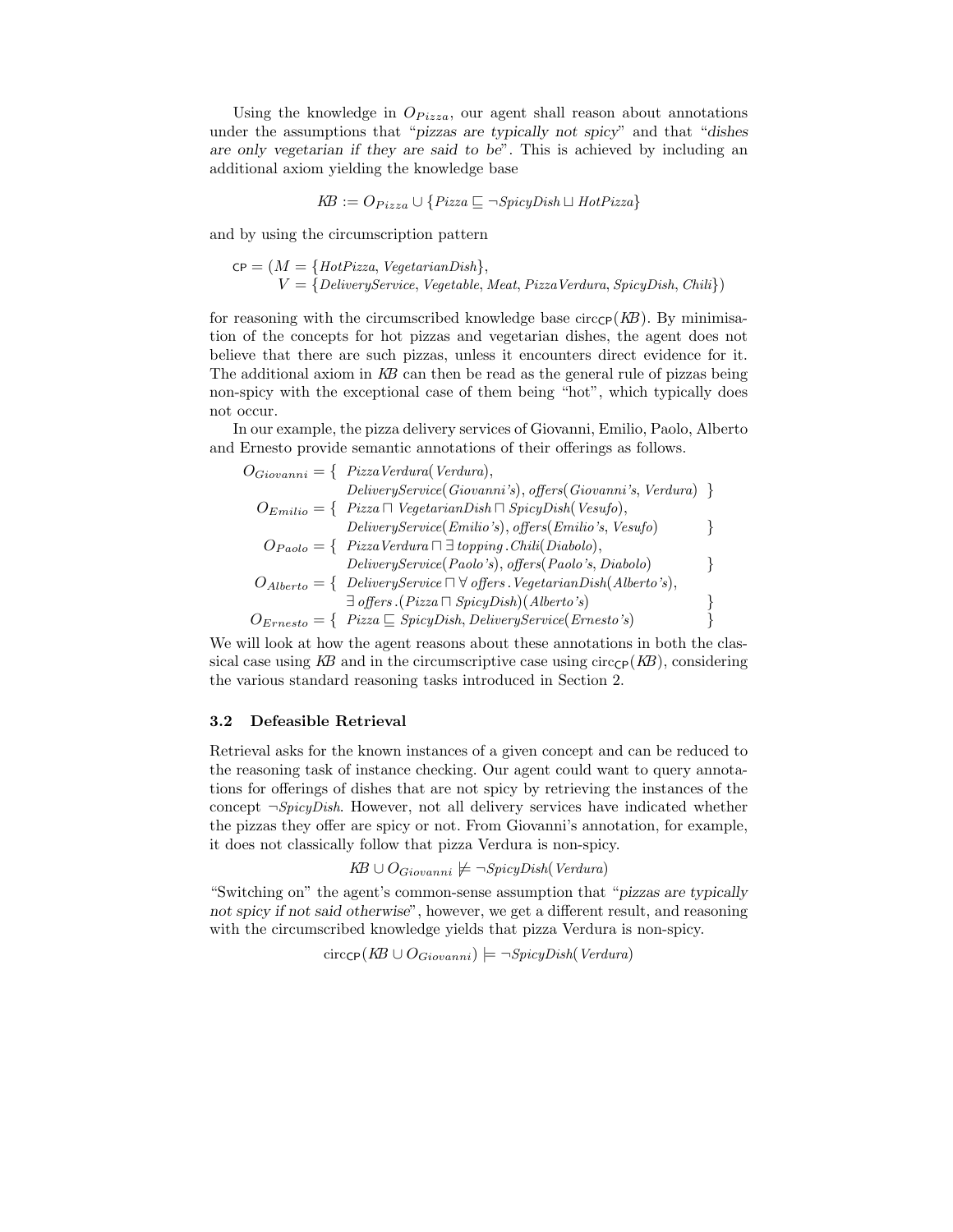Using the knowledge in $O_{Pizza}$, our agent shall reason about annotations under the assumptions that "*pizzas are typically not spicy*" and that "*dishes are only vegetarian if they are said to be*". This is achieved by including an additional axiom yielding the knowledge base

$$KB := O_{Pizza} \cup \{\mathit{Pizza} \sqsubseteq \neg \mathit{SpicyDish} \sqcup \mathit{HotPizza}\}$$

and by using the circumscription pattern

$$\begin{aligned}\mathsf{CP} = (&M = \{\mathit{HotPizza}, \mathit{VegetarianDish}\},\\ &V = \{\mathit{DeliveryService}, \mathit{Vegetable}, \mathit{Meat}, \mathit{PizzaVerdura}, \mathit{SpicyDish}, \mathit{Chili}\})\end{aligned}$$

for reasoning with the circumscribed knowledge base $\mathrm{circ}_{\mathsf{CP}}(KB)$. By minimisation of the concepts for hot pizzas and vegetarian dishes, the agent does not believe that there are such pizzas, unless it encounters direct evidence for it. The additional axiom in $KB$ can then be read as the general rule of pizzas being non-spicy with the exceptional case of them being "hot", which typically does not occur.

In our example, the pizza delivery services of Giovanni, Emilio, Paolo, Alberto and Ernesto provide semantic annotations of their offerings as follows.

$$\begin{aligned}
O_{Giovanni} = \{\ & \mathit{PizzaVerdura}(\mathit{Verdura}),\\
& \mathit{DeliveryService}(\mathit{Giovanni's}), \mathit{offers}(\mathit{Giovanni's}, \mathit{Verdura})\ \}\\
O_{Emilio} = \{\ & \mathit{Pizza} \sqcap \mathit{VegetarianDish} \sqcap \mathit{SpicyDish}(\mathit{Vesufo}),\\
& \mathit{DeliveryService}(\mathit{Emilio's}), \mathit{offers}(\mathit{Emilio's}, \mathit{Vesufo})\ \}\\
O_{Paolo} = \{\ & \mathit{PizzaVerdura} \sqcap \exists\, \mathit{topping}\,.\mathit{Chili}(\mathit{Diabolo}),\\
& \mathit{DeliveryService}(\mathit{Paolo's}), \mathit{offers}(\mathit{Paolo's}, \mathit{Diabolo})\ \}\\
O_{Alberto} = \{\ & \mathit{DeliveryService} \sqcap \forall\, \mathit{offers}\,.\mathit{VegetarianDish}(\mathit{Alberto's}),\\
& \exists\, \mathit{offers}\,.(\mathit{Pizza} \sqcap \mathit{SpicyDish})(\mathit{Alberto's})\ \}\\
O_{Ernesto} = \{\ & \mathit{Pizza} \sqsubseteq \mathit{SpicyDish}, \mathit{DeliveryService}(\mathit{Ernesto's})\ \}
\end{aligned}$$

We will look at how the agent reasons about these annotations in both the classical case using $KB$ and in the circumscriptive case using $\mathrm{circ}_{\mathsf{CP}}(KB)$, considering the various standard reasoning tasks introduced in Section 2.

### 3.2 Defeasible Retrieval

Retrieval asks for the known instances of a given concept and can be reduced to the reasoning task of instance checking. Our agent could want to query annotations for offerings of dishes that are not spicy by retrieving the instances of the concept $\neg \mathit{SpicyDish}$. However, not all delivery services have indicated whether the pizzas they offer are spicy or not. From Giovanni's annotation, for example, it does not classically follow that pizza Verdura is non-spicy.

$$KB \cup O_{Giovanni} \not\models \neg \mathit{SpicyDish}(\mathit{Verdura})$$

"Switching on" the agent's common-sense assumption that "*pizzas are typically not spicy if not said otherwise*", however, we get a different result, and reasoning with the circumscribed knowledge yields that pizza Verdura is non-spicy.

$$\mathrm{circ}_{\mathsf{CP}}(KB \cup O_{Giovanni}) \models \neg \mathit{SpicyDish}(\mathit{Verdura})$$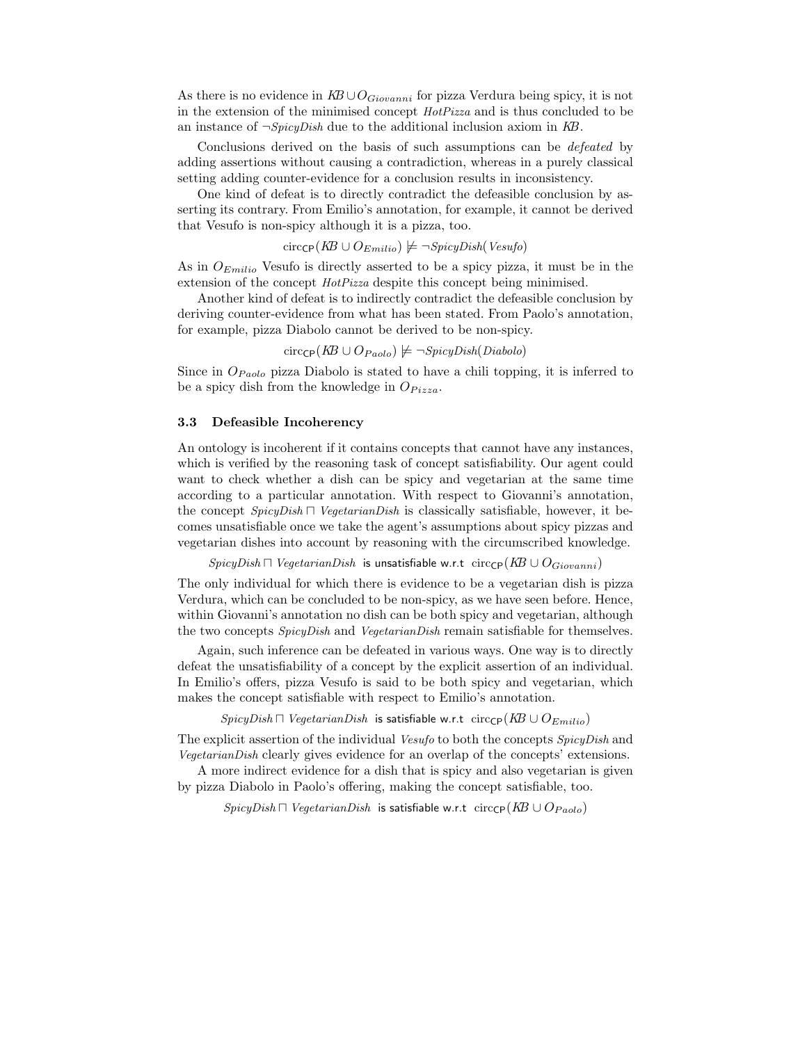As there is no evidence in $KB \cup O_{Giovanni}$ for pizza Verdura being spicy, it is not in the extension of the minimised concept *HotPizza* and is thus concluded to be an instance of $\neg SpicyDish$ due to the additional inclusion axiom in *KB*.

Conclusions derived on the basis of such assumptions can be *defeated* by adding assertions without causing a contradiction, whereas in a purely classical setting adding counter-evidence for a conclusion results in inconsistency.

One kind of defeat is to directly contradict the defeasible conclusion by asserting its contrary. From Emilio's annotation, for example, it cannot be derived that Vesufo is non-spicy although it is a pizza, too.

$$\text{circ}_{\mathsf{CP}}(KB \cup O_{Emilio}) \not\models \neg SpicyDish(Vesufo)$$

As in $O_{Emilio}$ Vesufo is directly asserted to be a spicy pizza, it must be in the extension of the concept *HotPizza* despite this concept being minimised.

Another kind of defeat is to indirectly contradict the defeasible conclusion by deriving counter-evidence from what has been stated. From Paolo's annotation, for example, pizza Diabolo cannot be derived to be non-spicy.

$$\text{circ}_{\mathsf{CP}}(KB \cup O_{Paolo}) \not\models \neg SpicyDish(Diabolo)$$

Since in $O_{Paolo}$ pizza Diabolo is stated to have a chili topping, it is inferred to be a spicy dish from the knowledge in $O_{Pizza}$.

### 3.3 Defeasible Incoherency

An ontology is incoherent if it contains concepts that cannot have any instances, which is verified by the reasoning task of concept satisfiability. Our agent could want to check whether a dish can be spicy and vegetarian at the same time according to a particular annotation. With respect to Giovanni's annotation, the concept $SpicyDish \sqcap VegetarianDish$ is classically satisfiable, however, it becomes unsatisfiable once we take the agent's assumptions about spicy pizzas and vegetarian dishes into account by reasoning with the circumscribed knowledge.

$$SpicyDish \sqcap VegetarianDish \text{ is unsatisfiable w.r.t } \text{circ}_{\mathsf{CP}}(KB \cup O_{Giovanni})$$

The only individual for which there is evidence to be a vegetarian dish is pizza Verdura, which can be concluded to be non-spicy, as we have seen before. Hence, within Giovanni's annotation no dish can be both spicy and vegetarian, although the two concepts *SpicyDish* and *VegetarianDish* remain satisfiable for themselves.

Again, such inference can be defeated in various ways. One way is to directly defeat the unsatisfiability of a concept by the explicit assertion of an individual. In Emilio's offers, pizza Vesufo is said to be both spicy and vegetarian, which makes the concept satisfiable with respect to Emilio's annotation.

$$SpicyDish \sqcap VegetarianDish \text{ is satisfiable w.r.t } \text{circ}_{\mathsf{CP}}(KB \cup O_{Emilio})$$

The explicit assertion of the individual *Vesufo* to both the concepts *SpicyDish* and *VegetarianDish* clearly gives evidence for an overlap of the concepts' extensions.

A more indirect evidence for a dish that is spicy and also vegetarian is given by pizza Diabolo in Paolo's offering, making the concept satisfiable, too.

$$SpicyDish \sqcap VegetarianDish \text{ is satisfiable w.r.t } \text{circ}_{\mathsf{CP}}(KB \cup O_{Paolo})$$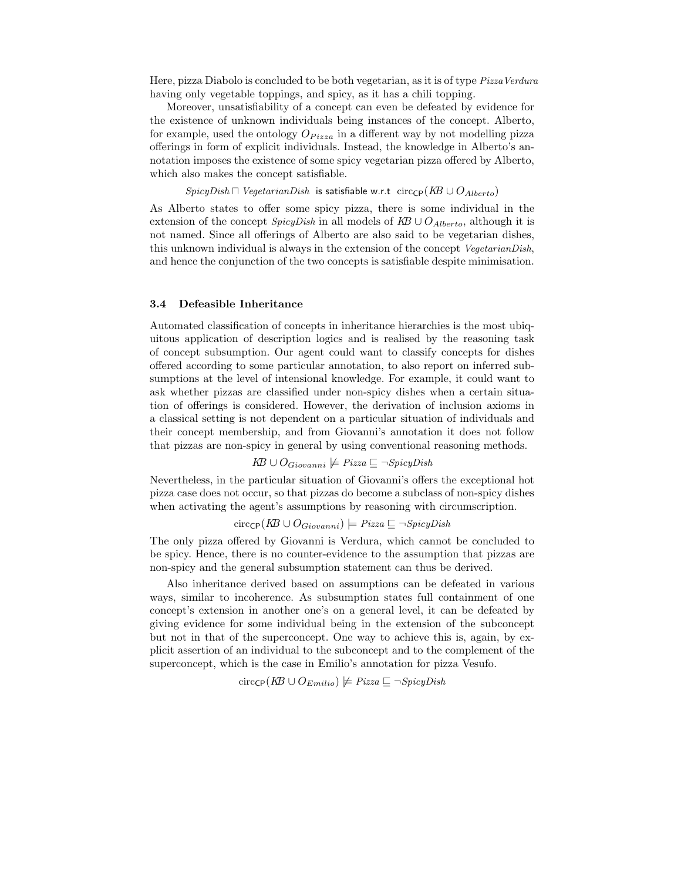Here, pizza Diabolo is concluded to be both vegetarian, as it is of type *PizzaVerdura* having only vegetable toppings, and spicy, as it has a chili topping.

Moreover, unsatisfiability of a concept can even be defeated by evidence for the existence of unknown individuals being instances of the concept. Alberto, for example, used the ontology $O_{Pizza}$ in a different way by not modelling pizza offerings in form of explicit individuals. Instead, the knowledge in Alberto's annotation imposes the existence of some spicy vegetarian pizza offered by Alberto, which also makes the concept satisfiable.

$$\mathit{SpicyDish} \sqcap \mathit{VegetarianDish} \text{ is satisfiable w.r.t } \mathrm{circ}_{\mathsf{CP}}(\mathit{KB} \cup O_{Alberto})$$

As Alberto states to offer some spicy pizza, there is some individual in the extension of the concept *SpicyDish* in all models of $\mathit{KB} \cup O_{Alberto}$, although it is not named. Since all offerings of Alberto are also said to be vegetarian dishes, this unknown individual is always in the extension of the concept *VegetarianDish*, and hence the conjunction of the two concepts is satisfiable despite minimisation.

### 3.4 Defeasible Inheritance

Automated classification of concepts in inheritance hierarchies is the most ubiquitous application of description logics and is realised by the reasoning task of concept subsumption. Our agent could want to classify concepts for dishes offered according to some particular annotation, to also report on inferred subsumptions at the level of intensional knowledge. For example, it could want to ask whether pizzas are classified under non-spicy dishes when a certain situation of offerings is considered. However, the derivation of inclusion axioms in a classical setting is not dependent on a particular situation of individuals and their concept membership, and from Giovanni's annotation it does not follow that pizzas are non-spicy in general by using conventional reasoning methods.

$$\mathit{KB} \cup O_{Giovanni} \not\models \mathit{Pizza} \sqsubseteq \neg \mathit{SpicyDish}$$

Nevertheless, in the particular situation of Giovanni's offers the exceptional hot pizza case does not occur, so that pizzas do become a subclass of non-spicy dishes when activating the agent's assumptions by reasoning with circumscription.

$$\mathrm{circ}_{\mathsf{CP}}(\mathit{KB} \cup O_{Giovanni}) \models \mathit{Pizza} \sqsubseteq \neg \mathit{SpicyDish}$$

The only pizza offered by Giovanni is Verdura, which cannot be concluded to be spicy. Hence, there is no counter-evidence to the assumption that pizzas are non-spicy and the general subsumption statement can thus be derived.

Also inheritance derived based on assumptions can be defeated in various ways, similar to incoherence. As subsumption states full containment of one concept's extension in another one's on a general level, it can be defeated by giving evidence for some individual being in the extension of the subconcept but not in that of the superconcept. One way to achieve this is, again, by explicit assertion of an individual to the subconcept and to the complement of the superconcept, which is the case in Emilio's annotation for pizza Vesufo.

$$\mathrm{circ}_{\mathsf{CP}}(\mathit{KB} \cup O_{Emilio}) \not\models \mathit{Pizza} \sqsubseteq \neg \mathit{SpicyDish}$$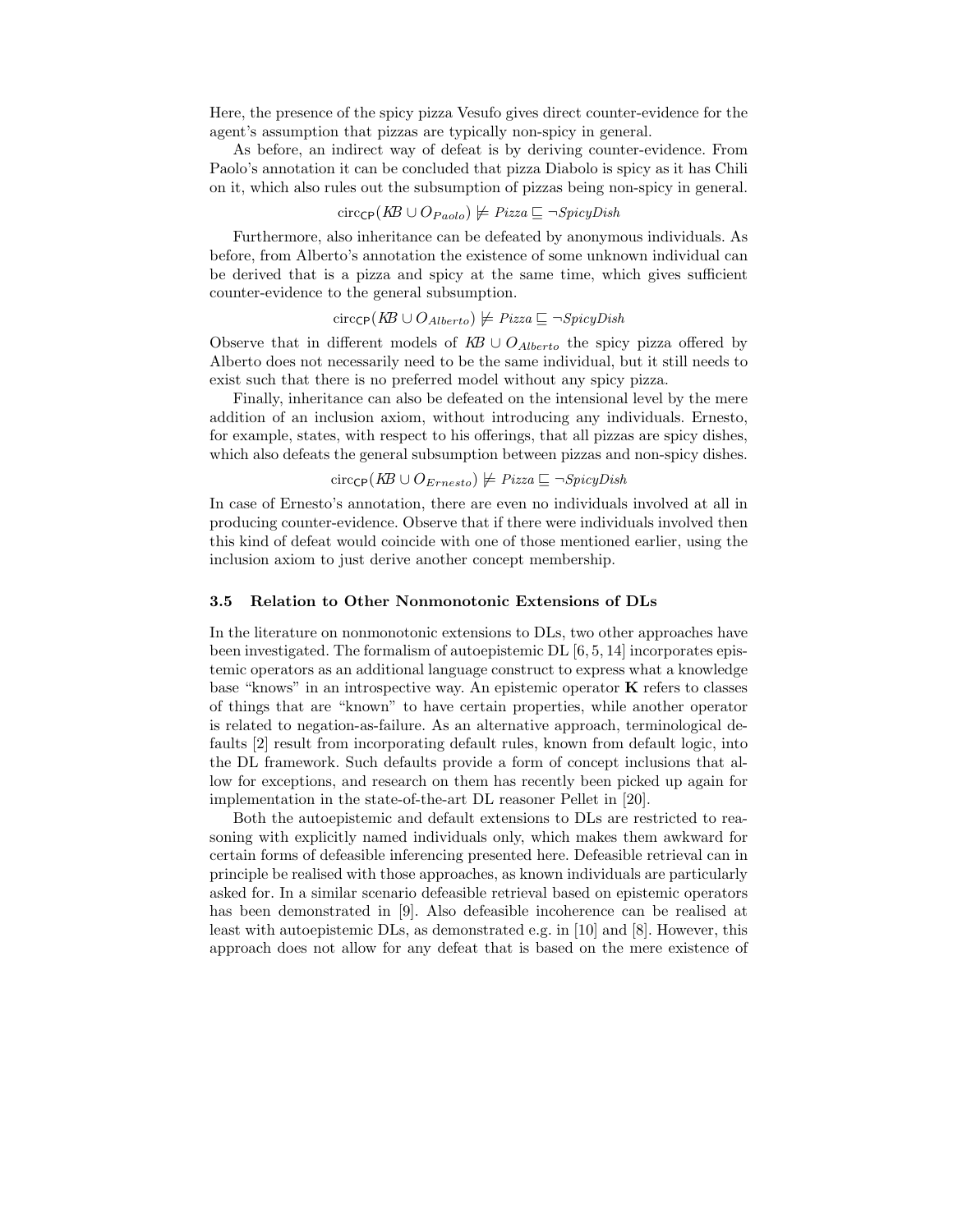Here, the presence of the spicy pizza Vesufo gives direct counter-evidence for the agent's assumption that pizzas are typically non-spicy in general.

As before, an indirect way of defeat is by deriving counter-evidence. From Paolo's annotation it can be concluded that pizza Diabolo is spicy as it has Chili on it, which also rules out the subsumption of pizzas being non-spicy in general.

$$\mathrm{circ}_{\mathsf{CP}}(\mathit{KB} \cup O_{Paolo}) \not\models \mathit{Pizza} \sqsubseteq \neg \mathit{SpicyDish}$$

Furthermore, also inheritance can be defeated by anonymous individuals. As before, from Alberto's annotation the existence of some unknown individual can be derived that is a pizza and spicy at the same time, which gives sufficient counter-evidence to the general subsumption.

$$\mathrm{circ}_{\mathsf{CP}}(\mathit{KB} \cup O_{Alberto}) \not\models \mathit{Pizza} \sqsubseteq \neg \mathit{SpicyDish}$$

Observe that in different models of $\mathit{KB} \cup O_{Alberto}$ the spicy pizza offered by Alberto does not necessarily need to be the same individual, but it still needs to exist such that there is no preferred model without any spicy pizza.

Finally, inheritance can also be defeated on the intensional level by the mere addition of an inclusion axiom, without introducing any individuals. Ernesto, for example, states, with respect to his offerings, that all pizzas are spicy dishes, which also defeats the general subsumption between pizzas and non-spicy dishes.

$$\mathrm{circ}_{\mathsf{CP}}(\mathit{KB} \cup O_{Ernesto}) \not\models \mathit{Pizza} \sqsubseteq \neg \mathit{SpicyDish}$$

In case of Ernesto's annotation, there are even no individuals involved at all in producing counter-evidence. Observe that if there were individuals involved then this kind of defeat would coincide with one of those mentioned earlier, using the inclusion axiom to just derive another concept membership.

### 3.5 Relation to Other Nonmonotonic Extensions of DLs

In the literature on nonmonotonic extensions to DLs, two other approaches have been investigated. The formalism of autoepistemic DL [6, 5, 14] incorporates epistemic operators as an additional language construct to express what a knowledge base "knows" in an introspective way. An epistemic operator **K** refers to classes of things that are "known" to have certain properties, while another operator is related to negation-as-failure. As an alternative approach, terminological defaults [2] result from incorporating default rules, known from default logic, into the DL framework. Such defaults provide a form of concept inclusions that allow for exceptions, and research on them has recently been picked up again for implementation in the state-of-the-art DL reasoner Pellet in [20].

Both the autoepistemic and default extensions to DLs are restricted to reasoning with explicitly named individuals only, which makes them awkward for certain forms of defeasible inferencing presented here. Defeasible retrieval can in principle be realised with those approaches, as known individuals are particularly asked for. In a similar scenario defeasible retrieval based on epistemic operators has been demonstrated in [9]. Also defeasible incoherence can be realised at least with autoepistemic DLs, as demonstrated e.g. in [10] and [8]. However, this approach does not allow for any defeat that is based on the mere existence of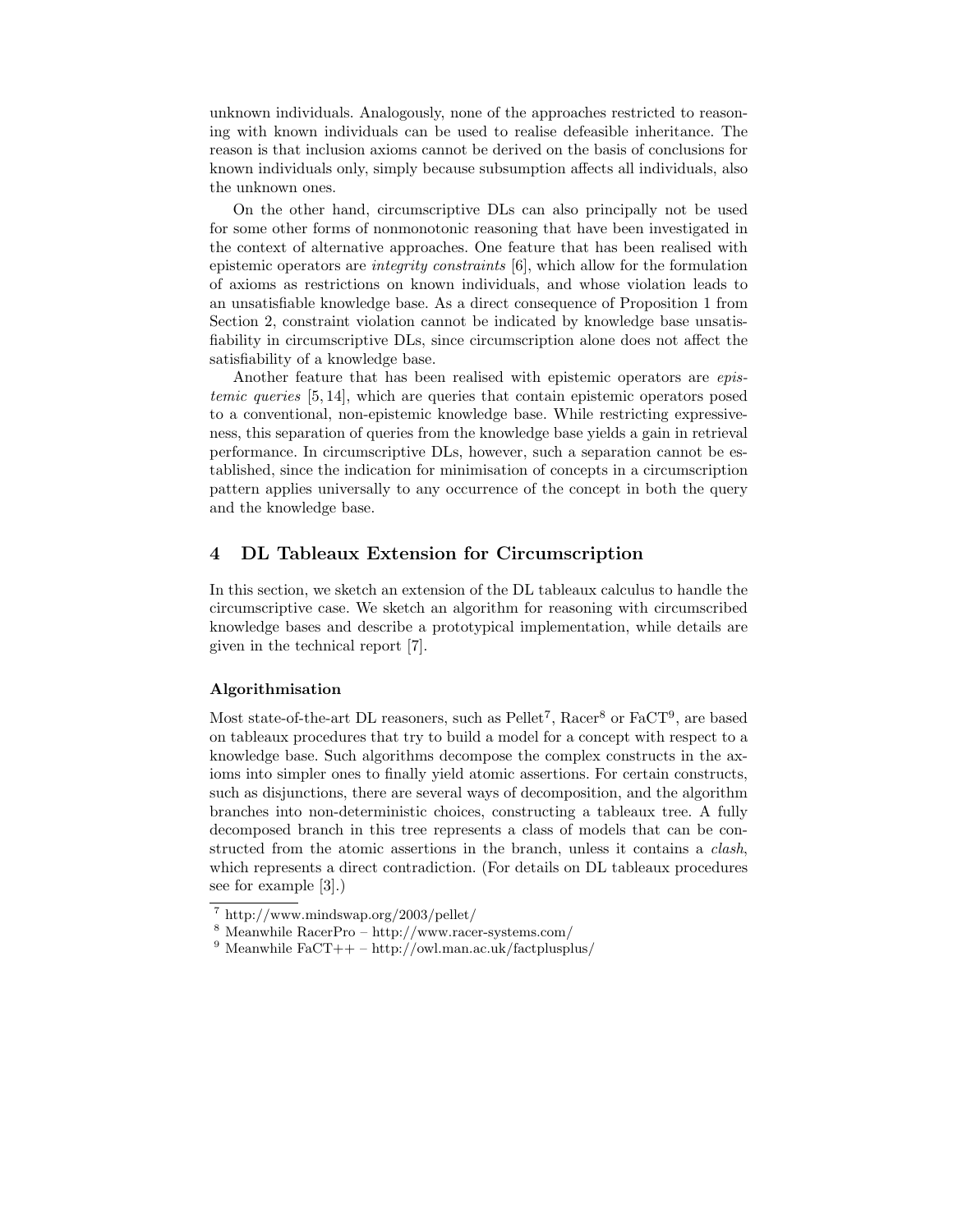unknown individuals. Analogously, none of the approaches restricted to reasoning with known individuals can be used to realise defeasible inheritance. The reason is that inclusion axioms cannot be derived on the basis of conclusions for known individuals only, simply because subsumption affects all individuals, also the unknown ones.

On the other hand, circumscriptive DLs can also principally not be used for some other forms of nonmonotonic reasoning that have been investigated in the context of alternative approaches. One feature that has been realised with epistemic operators are *integrity constraints* [6], which allow for the formulation of axioms as restrictions on known individuals, and whose violation leads to an unsatisfiable knowledge base. As a direct consequence of Proposition 1 from Section 2, constraint violation cannot be indicated by knowledge base unsatisfiability in circumscriptive DLs, since circumscription alone does not affect the satisfiability of a knowledge base.

Another feature that has been realised with epistemic operators are *epistemic queries* [5, 14], which are queries that contain epistemic operators posed to a conventional, non-epistemic knowledge base. While restricting expressiveness, this separation of queries from the knowledge base yields a gain in retrieval performance. In circumscriptive DLs, however, such a separation cannot be established, since the indication for minimisation of concepts in a circumscription pattern applies universally to any occurrence of the concept in both the query and the knowledge base.

## 4 DL Tableaux Extension for Circumscription

In this section, we sketch an extension of the DL tableaux calculus to handle the circumscriptive case. We sketch an algorithm for reasoning with circumscribed knowledge bases and describe a prototypical implementation, while details are given in the technical report [7].

### Algorithmisation

Most state-of-the-art DL reasoners, such as Pellet[7], Racer[8] or FaCT[9], are based on tableaux procedures that try to build a model for a concept with respect to a knowledge base. Such algorithms decompose the complex constructs in the axioms into simpler ones to finally yield atomic assertions. For certain constructs, such as disjunctions, there are several ways of decomposition, and the algorithm branches into non-deterministic choices, constructing a tableaux tree. A fully decomposed branch in this tree represents a class of models that can be constructed from the atomic assertions in the branch, unless it contains a *clash*, which represents a direct contradiction. (For details on DL tableaux procedures see for example [3].)

[7] http://www.mindswap.org/2003/pellet/

[8] Meanwhile RacerPro – http://www.racer-systems.com/

[9] Meanwhile FaCT++ – http://owl.man.ac.uk/factplusplus/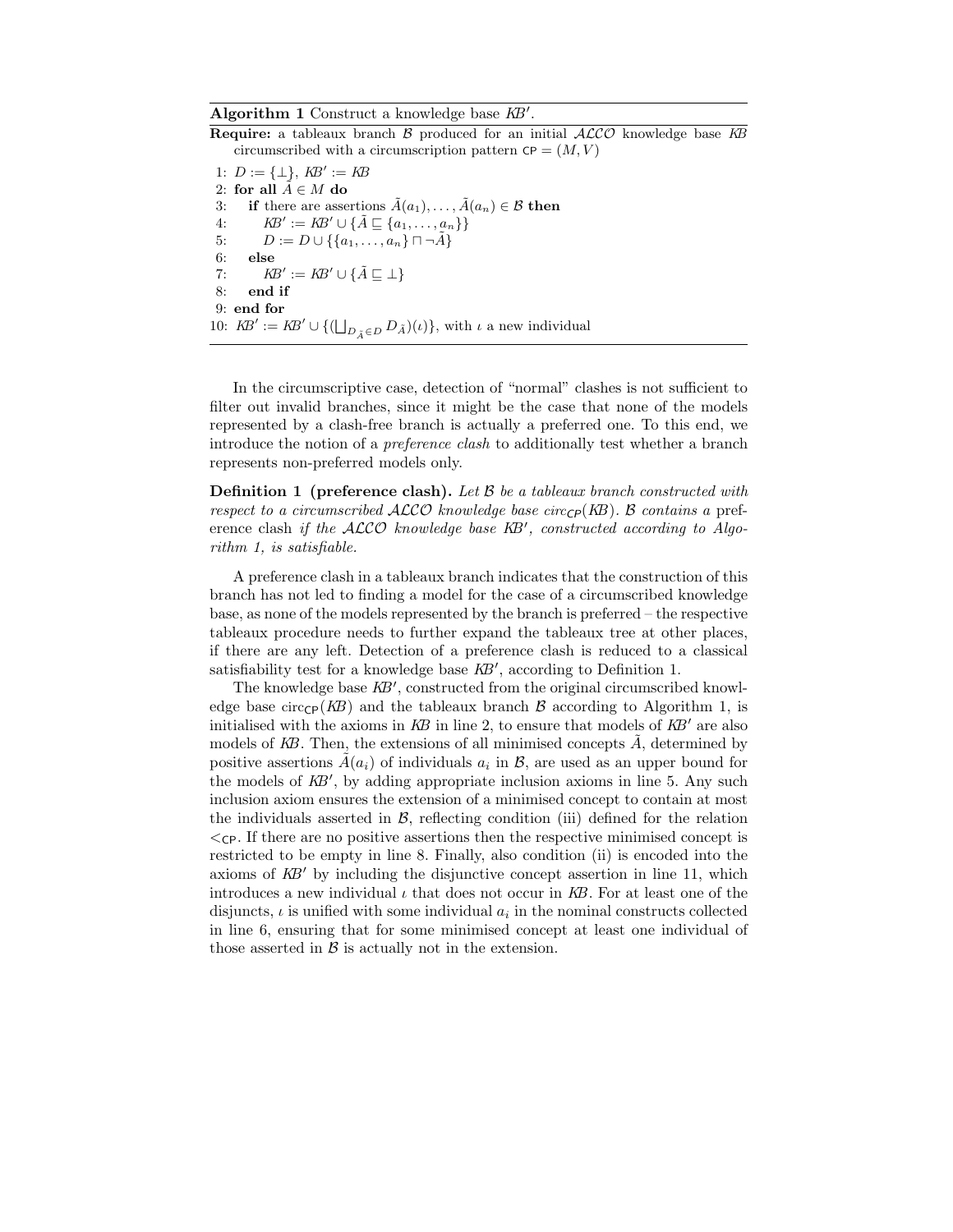**Algorithm 1** Construct a knowledge base $KB'$.

**Require:** a tableaux branch $\mathcal{B}$ produced for an initial $\mathcal{ALCO}$ knowledge base $KB$ circumscribed with a circumscription pattern $\mathsf{CP} = (M, V)$

```
1:  D := {⊥}, KB' := KB
2:  for all Ã ∈ M do
3:     if there are assertions Ã(a_1), ..., Ã(a_n) ∈ B then
4:        KB' := KB' ∪ {Ã ⊑ {a_1, ..., a_n}}
5:        D := D ∪ {{a_1, ..., a_n} ⊓ ¬Ã}
6:     else
7:        KB' := KB' ∪ {Ã ⊑ ⊥}
8:     end if
9:  end for
10: KB' := KB' ∪ {(⊔_{D_Ã ∈ D} D_Ã)(ι)}, with ι a new individual
```

In the circumscriptive case, detection of "normal" clashes is not sufficient to filter out invalid branches, since it might be the case that none of the models represented by a clash-free branch is actually a preferred one. To this end, we introduce the notion of a *preference clash* to additionally test whether a branch represents non-preferred models only.

**Definition 1 (preference clash).** *Let $\mathcal{B}$ be a tableaux branch constructed with respect to a circumscribed $\mathcal{ALCO}$ knowledge base $circ_{\mathsf{CP}}(KB)$. $\mathcal{B}$ contains a* preference clash *if the $\mathcal{ALCO}$ knowledge base $KB'$, constructed according to Algorithm 1, is satisfiable.*

A preference clash in a tableaux branch indicates that the construction of this branch has not led to finding a model for the case of a circumscribed knowledge base, as none of the models represented by the branch is preferred – the respective tableaux procedure needs to further expand the tableaux tree at other places, if there are any left. Detection of a preference clash is reduced to a classical satisfiability test for a knowledge base $KB'$, according to Definition 1.

The knowledge base $KB'$, constructed from the original circumscribed knowledge base $\text{circ}_{\mathsf{CP}}(KB)$ and the tableaux branch $\mathcal{B}$ according to Algorithm 1, is initialised with the axioms in $KB$ in line 2, to ensure that models of $KB'$ are also models of $KB$. Then, the extensions of all minimised concepts $\tilde{A}$, determined by positive assertions $\tilde{A}(a_i)$ of individuals $a_i$ in $\mathcal{B}$, are used as an upper bound for the models of $KB'$, by adding appropriate inclusion axioms in line 5. Any such inclusion axiom ensures the extension of a minimised concept to contain at most the individuals asserted in $\mathcal{B}$, reflecting condition (iii) defined for the relation $<_{\mathsf{CP}}$. If there are no positive assertions then the respective minimised concept is restricted to be empty in line 8. Finally, also condition (ii) is encoded into the axioms of $KB'$ by including the disjunctive concept assertion in line 11, which introduces a new individual $\iota$ that does not occur in $KB$. For at least one of the disjuncts, $\iota$ is unified with some individual $a_i$ in the nominal constructs collected in line 6, ensuring that for some minimised concept at least one individual of those asserted in $\mathcal{B}$ is actually not in the extension.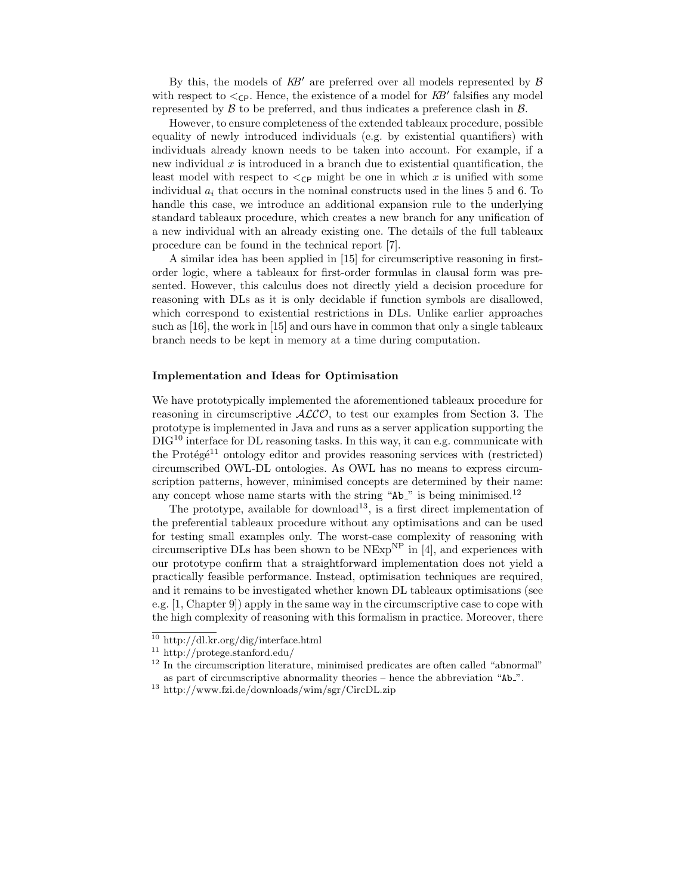By this, the models of $KB'$ are preferred over all models represented by $\mathcal{B}$ with respect to $<_{\mathsf{CP}}$. Hence, the existence of a model for $KB'$ falsifies any model represented by $\mathcal{B}$ to be preferred, and thus indicates a preference clash in $\mathcal{B}$.

However, to ensure completeness of the extended tableaux procedure, possible equality of newly introduced individuals (e.g. by existential quantifiers) with individuals already known needs to be taken into account. For example, if a new individual $x$ is introduced in a branch due to existential quantification, the least model with respect to $<_{\mathsf{CP}}$ might be one in which $x$ is unified with some individual $a_i$ that occurs in the nominal constructs used in the lines 5 and 6. To handle this case, we introduce an additional expansion rule to the underlying standard tableaux procedure, which creates a new branch for any unification of a new individual with an already existing one. The details of the full tableaux procedure can be found in the technical report [7].

A similar idea has been applied in [15] for circumscriptive reasoning in first-order logic, where a tableaux for first-order formulas in clausal form was presented. However, this calculus does not directly yield a decision procedure for reasoning with DLs as it is only decidable if function symbols are disallowed, which correspond to existential restrictions in DLs. Unlike earlier approaches such as [16], the work in [15] and ours have in common that only a single tableaux branch needs to be kept in memory at a time during computation.

#### Implementation and Ideas for Optimisation

We have prototypically implemented the aforementioned tableaux procedure for reasoning in circumscriptive $\mathcal{ALCO}$, to test our examples from Section 3. The prototype is implemented in Java and runs as a server application supporting the DIG[10] interface for DL reasoning tasks. In this way, it can e.g. communicate with the Protégé[11] ontology editor and provides reasoning services with (restricted) circumscribed OWL-DL ontologies. As OWL has no means to express circumscription patterns, however, minimised concepts are determined by their name: any concept whose name starts with the string "`Ab_`" is being minimised.[12]

The prototype, available for download[13], is a first direct implementation of the preferential tableaux procedure without any optimisations and can be used for testing small examples only. The worst-case complexity of reasoning with circumscriptive DLs has been shown to be $\text{NExp}^{\text{NP}}$ in [4], and experiences with our prototype confirm that a straightforward implementation does not yield a practically feasible performance. Instead, optimisation techniques are required, and it remains to be investigated whether known DL tableaux optimisations (see e.g. [1, Chapter 9]) apply in the same way in the circumscriptive case to cope with the high complexity of reasoning with this formalism in practice. Moreover, there

---

[10] http://dl.kr.org/dig/interface.html

[11] http://protege.stanford.edu/

[12] In the circumscription literature, minimised predicates are often called "abnormal" as part of circumscriptive abnormality theories – hence the abbreviation "`Ab_`".

[13] http://www.fzi.de/downloads/wim/sgr/CircDL.zip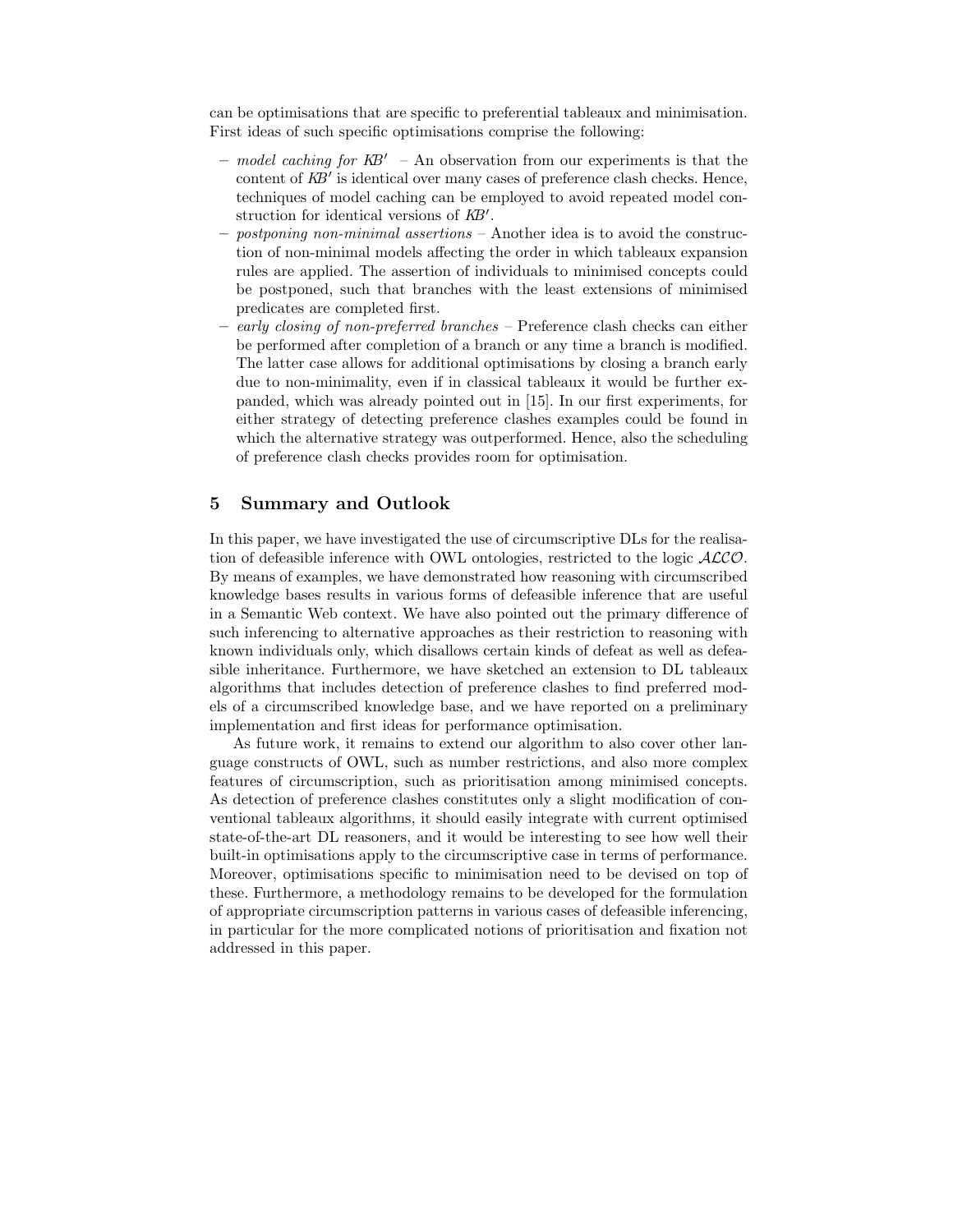can be optimisations that are specific to preferential tableaux and minimisation. First ideas of such specific optimisations comprise the following:

- *model caching for $KB'$* – An observation from our experiments is that the content of $KB'$ is identical over many cases of preference clash checks. Hence, techniques of model caching can be employed to avoid repeated model construction for identical versions of $KB'$.
- *postponing non-minimal assertions* – Another idea is to avoid the construction of non-minimal models affecting the order in which tableaux expansion rules are applied. The assertion of individuals to minimised concepts could be postponed, such that branches with the least extensions of minimised predicates are completed first.
- *early closing of non-preferred branches* – Preference clash checks can either be performed after completion of a branch or any time a branch is modified. The latter case allows for additional optimisations by closing a branch early due to non-minimality, even if in classical tableaux it would be further expanded, which was already pointed out in [15]. In our first experiments, for either strategy of detecting preference clashes examples could be found in which the alternative strategy was outperformed. Hence, also the scheduling of preference clash checks provides room for optimisation.

## 5 Summary and Outlook

In this paper, we have investigated the use of circumscriptive DLs for the realisation of defeasible inference with OWL ontologies, restricted to the logic $\mathcal{ALCO}$. By means of examples, we have demonstrated how reasoning with circumscribed knowledge bases results in various forms of defeasible inference that are useful in a Semantic Web context. We have also pointed out the primary difference of such inferencing to alternative approaches as their restriction to reasoning with known individuals only, which disallows certain kinds of defeat as well as defeasible inheritance. Furthermore, we have sketched an extension to DL tableaux algorithms that includes detection of preference clashes to find preferred models of a circumscribed knowledge base, and we have reported on a preliminary implementation and first ideas for performance optimisation.

As future work, it remains to extend our algorithm to also cover other language constructs of OWL, such as number restrictions, and also more complex features of circumscription, such as prioritisation among minimised concepts. As detection of preference clashes constitutes only a slight modification of conventional tableaux algorithms, it should easily integrate with current optimised state-of-the-art DL reasoners, and it would be interesting to see how well their built-in optimisations apply to the circumscriptive case in terms of performance. Moreover, optimisations specific to minimisation need to be devised on top of these. Furthermore, a methodology remains to be developed for the formulation of appropriate circumscription patterns in various cases of defeasible inferencing, in particular for the more complicated notions of prioritisation and fixation not addressed in this paper.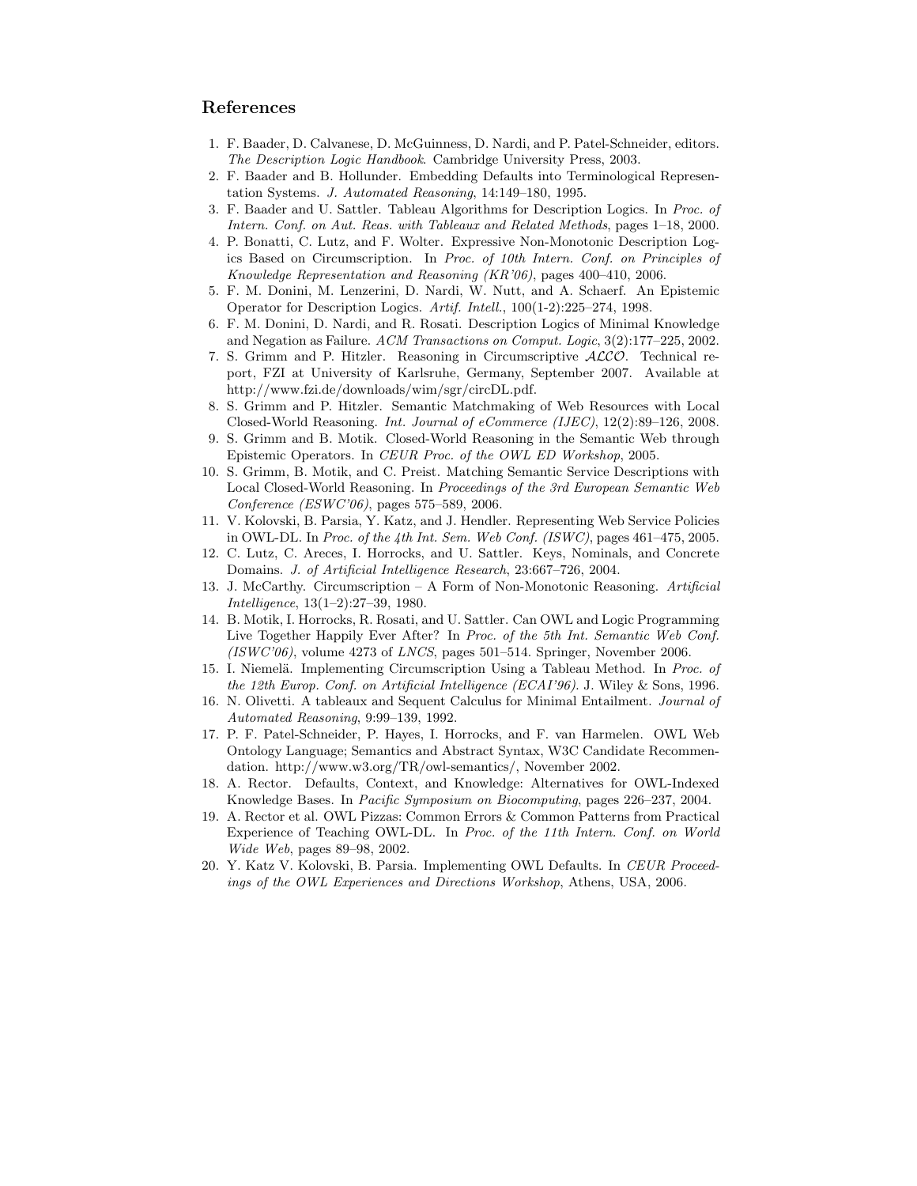## References

1. F. Baader, D. Calvanese, D. McGuinness, D. Nardi, and P. Patel-Schneider, editors. *The Description Logic Handbook*. Cambridge University Press, 2003.
2. F. Baader and B. Hollunder. Embedding Defaults into Terminological Representation Systems. *J. Automated Reasoning*, 14:149–180, 1995.
3. F. Baader and U. Sattler. Tableau Algorithms for Description Logics. In *Proc. of Intern. Conf. on Aut. Reas. with Tableaux and Related Methods*, pages 1–18, 2000.
4. P. Bonatti, C. Lutz, and F. Wolter. Expressive Non-Monotonic Description Logics Based on Circumscription. In *Proc. of 10th Intern. Conf. on Principles of Knowledge Representation and Reasoning (KR'06)*, pages 400–410, 2006.
5. F. M. Donini, M. Lenzerini, D. Nardi, W. Nutt, and A. Schaerf. An Epistemic Operator for Description Logics. *Artif. Intell.*, 100(1-2):225–274, 1998.
6. F. M. Donini, D. Nardi, and R. Rosati. Description Logics of Minimal Knowledge and Negation as Failure. *ACM Transactions on Comput. Logic*, 3(2):177–225, 2002.
7. S. Grimm and P. Hitzler. Reasoning in Circumscriptive $\mathcal{ALCO}$. Technical report, FZI at University of Karlsruhe, Germany, September 2007. Available at http://www.fzi.de/downloads/wim/sgr/circDL.pdf.
8. S. Grimm and P. Hitzler. Semantic Matchmaking of Web Resources with Local Closed-World Reasoning. *Int. Journal of eCommerce (IJEC)*, 12(2):89–126, 2008.
9. S. Grimm and B. Motik. Closed-World Reasoning in the Semantic Web through Epistemic Operators. In *CEUR Proc. of the OWL ED Workshop*, 2005.
10. S. Grimm, B. Motik, and C. Preist. Matching Semantic Service Descriptions with Local Closed-World Reasoning. In *Proceedings of the 3rd European Semantic Web Conference (ESWC'06)*, pages 575–589, 2006.
11. V. Kolovski, B. Parsia, Y. Katz, and J. Hendler. Representing Web Service Policies in OWL-DL. In *Proc. of the 4th Int. Sem. Web Conf. (ISWC)*, pages 461–475, 2005.
12. C. Lutz, C. Areces, I. Horrocks, and U. Sattler. Keys, Nominals, and Concrete Domains. *J. of Artificial Intelligence Research*, 23:667–726, 2004.
13. J. McCarthy. Circumscription – A Form of Non-Monotonic Reasoning. *Artificial Intelligence*, 13(1–2):27–39, 1980.
14. B. Motik, I. Horrocks, R. Rosati, and U. Sattler. Can OWL and Logic Programming Live Together Happily Ever After? In *Proc. of the 5th Int. Semantic Web Conf. (ISWC'06)*, volume 4273 of *LNCS*, pages 501–514. Springer, November 2006.
15. I. Niemelä. Implementing Circumscription Using a Tableau Method. In *Proc. of the 12th Europ. Conf. on Artificial Intelligence (ECAI'96)*. J. Wiley & Sons, 1996.
16. N. Olivetti. A tableaux and Sequent Calculus for Minimal Entailment. *Journal of Automated Reasoning*, 9:99–139, 1992.
17. P. F. Patel-Schneider, P. Hayes, I. Horrocks, and F. van Harmelen. OWL Web Ontology Language; Semantics and Abstract Syntax, W3C Candidate Recommendation. http://www.w3.org/TR/owl-semantics/, November 2002.
18. A. Rector. Defaults, Context, and Knowledge: Alternatives for OWL-Indexed Knowledge Bases. In *Pacific Symposium on Biocomputing*, pages 226–237, 2004.
19. A. Rector et al. OWL Pizzas: Common Errors & Common Patterns from Practical Experience of Teaching OWL-DL. In *Proc. of the 11th Intern. Conf. on World Wide Web*, pages 89–98, 2002.
20. Y. Katz V. Kolovski, B. Parsia. Implementing OWL Defaults. In *CEUR Proceedings of the OWL Experiences and Directions Workshop*, Athens, USA, 2006.